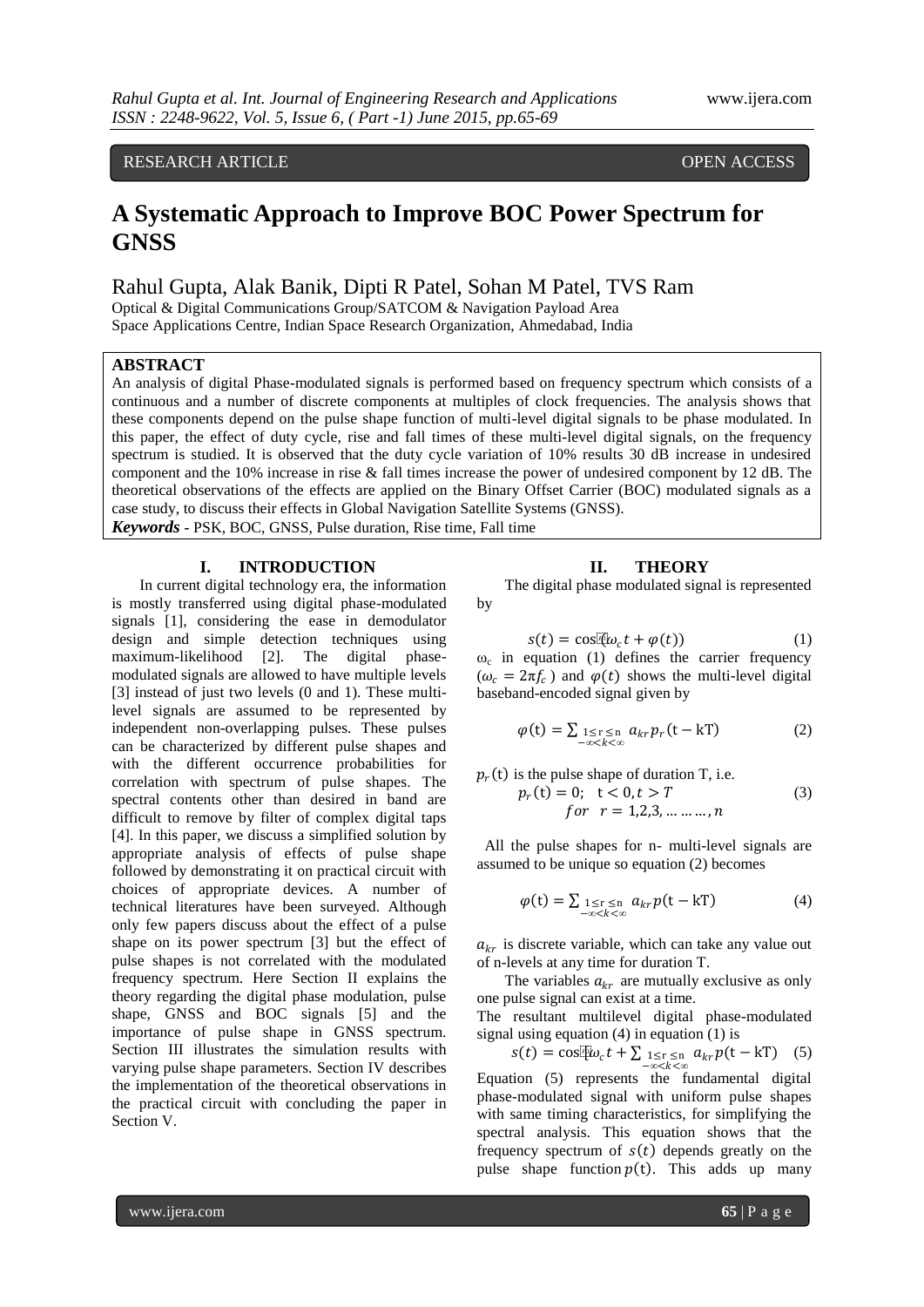RESEARCH ARTICLE OPEN ACCESS

# A Systematic Approach to Improve BOC Power Spectrum for GNSS

Rahul Gupta, Alak Banik, Dipti R Patel, Sohan M Patel, TVS Ram

Optical & Digital Communications Group/SATCOM & Navigation Payload Area
Space Applications Centre, Indian Space Research Organization, Ahmedabad, India

## ABSTRACT

An analysis of digital Phase-modulated signals is performed based on frequency spectrum which consists of a continuous and a number of discrete components at multiples of clock frequencies. The analysis shows that these components depend on the pulse shape function of multi-level digital signals to be phase modulated. In this paper, the effect of duty cycle, rise and fall times of these multi-level digital signals, on the frequency spectrum is studied. It is observed that the duty cycle variation of 10% results 30 dB increase in undesired component and the 10% increase in rise & fall times increase the power of undesired component by 12 dB. The theoretical observations of the effects are applied on the Binary Offset Carrier (BOC) modulated signals as a case study, to discuss their effects in Global Navigation Satellite Systems (GNSS).

***Keywords*** - PSK, BOC, GNSS, Pulse duration, Rise time, Fall time

## I. INTRODUCTION

In current digital technology era, the information is mostly transferred using digital phase-modulated signals [1], considering the ease in demodulator design and simple detection techniques using maximum-likelihood [2]. The digital phase-modulated signals are allowed to have multiple levels [3] instead of just two levels (0 and 1). These multi-level signals are assumed to be represented by independent non-overlapping pulses. These pulses can be characterized by different pulse shapes and with the different occurrence probabilities for correlation with spectrum of pulse shapes. The spectral contents other than desired in band are difficult to remove by filter of complex digital taps [4]. In this paper, we discuss a simplified solution by appropriate analysis of effects of pulse shape followed by demonstrating it on practical circuit with choices of appropriate devices. A number of technical literatures have been surveyed. Although only few papers discuss about the effect of a pulse shape on its power spectrum [3] but the effect of pulse shapes is not correlated with the modulated frequency spectrum. Here Section II explains the theory regarding the digital phase modulation, pulse shape, GNSS and BOC signals [5] and the importance of pulse shape in GNSS spectrum. Section III illustrates the simulation results with varying pulse shape parameters. Section IV describes the implementation of the theoretical observations in the practical circuit with concluding the paper in Section V.

## II. THEORY

The digital phase modulated signal is represented by

$$s(t) = \cos(\omega_c t + \varphi(t)) \tag{1}$$

$\omega_c$ in equation (1) defines the carrier frequency ($\omega_c = 2\pi f_c$) and $\varphi(t)$ shows the multi-level digital baseband-encoded signal given by

$$\varphi(\mathrm{t}) = \sum_{\substack{1 \le \mathrm{r} \le \mathrm{n} \\ -\infty < k < \infty}} a_{kr} p_r(\mathrm{t} - \mathrm{kT}) \tag{2}$$

$p_r(\mathrm{t})$ is the pulse shape of duration T, i.e.

$$p_r(\mathrm{t}) = 0; \quad \mathrm{t} < 0, t > T \qquad for \quad r = 1,2,3, \dots \dots \dots, n \tag{3}$$

All the pulse shapes for n- multi-level signals are assumed to be unique so equation (2) becomes

$$\varphi(\mathrm{t}) = \sum_{\substack{1 \le \mathrm{r} \le \mathrm{n} \\ -\infty < k < \infty}} a_{kr} p(\mathrm{t} - \mathrm{kT}) \tag{4}$$

$a_{kr}$ is discrete variable, which can take any value out of n-levels at any time for duration T.

The variables $a_{kr}$ are mutually exclusive as only one pulse signal can exist at a time.

The resultant multilevel digital phase-modulated signal using equation (4) in equation (1) is

$$s(t) = \cos[\omega_c t + \sum_{\substack{1 \le \mathrm{r} \le \mathrm{n} \\ -\infty < k < \infty}} a_{kr} p(\mathrm{t} - \mathrm{kT}) \tag{5}$$

Equation (5) represents the fundamental digital phase-modulated signal with uniform pulse shapes with same timing characteristics, for simplifying the spectral analysis. This equation shows that the frequency spectrum of $s(t)$ depends greatly on the pulse shape function $p(\mathrm{t})$. This adds up many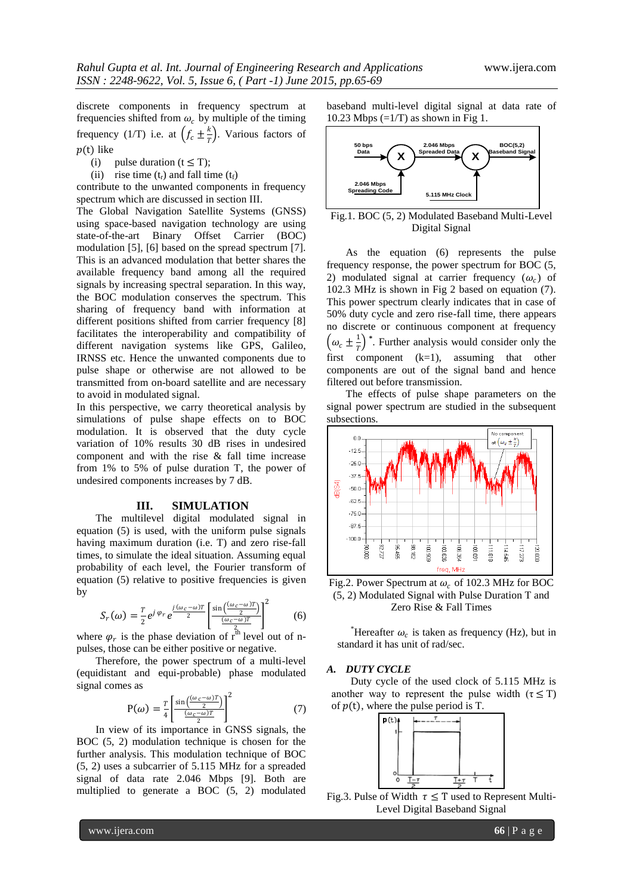discrete components in frequency spectrum at frequencies shifted from $\omega_c$ by multiple of the timing frequency (1/T) i.e. at $\left(f_c \pm \frac{k}{T}\right)$. Various factors of $p(\mathrm{t})$ like

(i) pulse duration ($\mathrm{t} \leq \mathrm{T}$);

(ii) rise time ($t_r$) and fall time ($t_f$)

contribute to the unwanted components in frequency spectrum which are discussed in section III.

The Global Navigation Satellite Systems (GNSS) using space-based navigation technology are using state-of-the-art Binary Offset Carrier (BOC) modulation [5], [6] based on the spread spectrum [7]. This is an advanced modulation that better shares the available frequency band among all the required signals by increasing spectral separation. In this way, the BOC modulation conserves the spectrum. This sharing of frequency band with information at different positions shifted from carrier frequency [8] facilitates the interoperability and compatibility of different navigation systems like GPS, Galileo, IRNSS etc. Hence the unwanted components due to pulse shape or otherwise are not allowed to be transmitted from on-board satellite and are necessary to avoid in modulated signal.

In this perspective, we carry theoretical analysis by simulations of pulse shape effects on to BOC modulation. It is observed that the duty cycle variation of 10% results 30 dB rises in undesired component and with the rise & fall time increase from 1% to 5% of pulse duration T, the power of undesired components increases by 7 dB.

## III. SIMULATION

The multilevel digital modulated signal in equation (5) is used, with the uniform pulse signals having maximum duration (i.e. T) and zero rise-fall times, to simulate the ideal situation. Assuming equal probability of each level, the Fourier transform of equation (5) relative to positive frequencies is given by

$$S_r(\omega) = \frac{T}{2} e^{j\varphi_r} e^{\frac{j(\omega_c - \omega)T}{2}} \left[\frac{\sin\left(\frac{(\omega_c-\omega)T}{2}\right)}{\frac{(\omega_c-\omega)T}{2}}\right]^2 \qquad (6)$$

where $\varphi_r$ is the phase deviation of $r^{\text{th}}$ level out of n-pulses, those can be either positive or negative.

Therefore, the power spectrum of a multi-level (equidistant and equi-probable) phase modulated signal comes as

$$\mathrm{P}(\omega) = \frac{T}{4}\left[\frac{\sin\left(\frac{(\omega_c-\omega)T}{2}\right)}{\frac{(\omega_c-\omega)T}{2}}\right]^2 \qquad (7)$$

In view of its importance in GNSS signals, the BOC (5, 2) modulation technique is chosen for the further analysis. This modulation technique of BOC (5, 2) uses a subcarrier of 5.115 MHz for a spreaded signal of data rate 2.046 Mbps [9]. Both are multiplied to generate a BOC (5, 2) modulated baseband multi-level digital signal at data rate of 10.23 Mbps (=1/T) as shown in Fig 1.

Fig.1. BOC (5, 2) Modulated Baseband Multi-Level Digital Signal

As the equation (6) represents the pulse frequency response, the power spectrum for BOC (5, 2) modulated signal at carrier frequency ($\omega_c$) of 102.3 MHz is shown in Fig 2 based on equation (7). This power spectrum clearly indicates that in case of 50% duty cycle and zero rise-fall time, there appears no discrete or continuous component at frequency $\left(\omega_c \pm \frac{1}{T}\right)$*. Further analysis would consider only the first component (k=1), assuming that other components are out of the signal band and hence filtered out before transmission.

The effects of pulse shape parameters on the signal power spectrum are studied in the subsequent subsections.

Fig.2. Power Spectrum at $\omega_c$ of 102.3 MHz for BOC (5, 2) Modulated Signal with Pulse Duration T and Zero Rise & Fall Times

*Hereafter $\omega_c$ is taken as frequency (Hz), but in standard it has unit of rad/sec.

### A. DUTY CYCLE

Duty cycle of the used clock of 5.115 MHz is another way to represent the pulse width ($\tau \leq \mathrm{T}$) of $p(t)$, where the pulse period is T.

Fig.3. Pulse of Width $\tau \leq \mathrm{T}$ used to Represent Multi-Level Digital Baseband Signal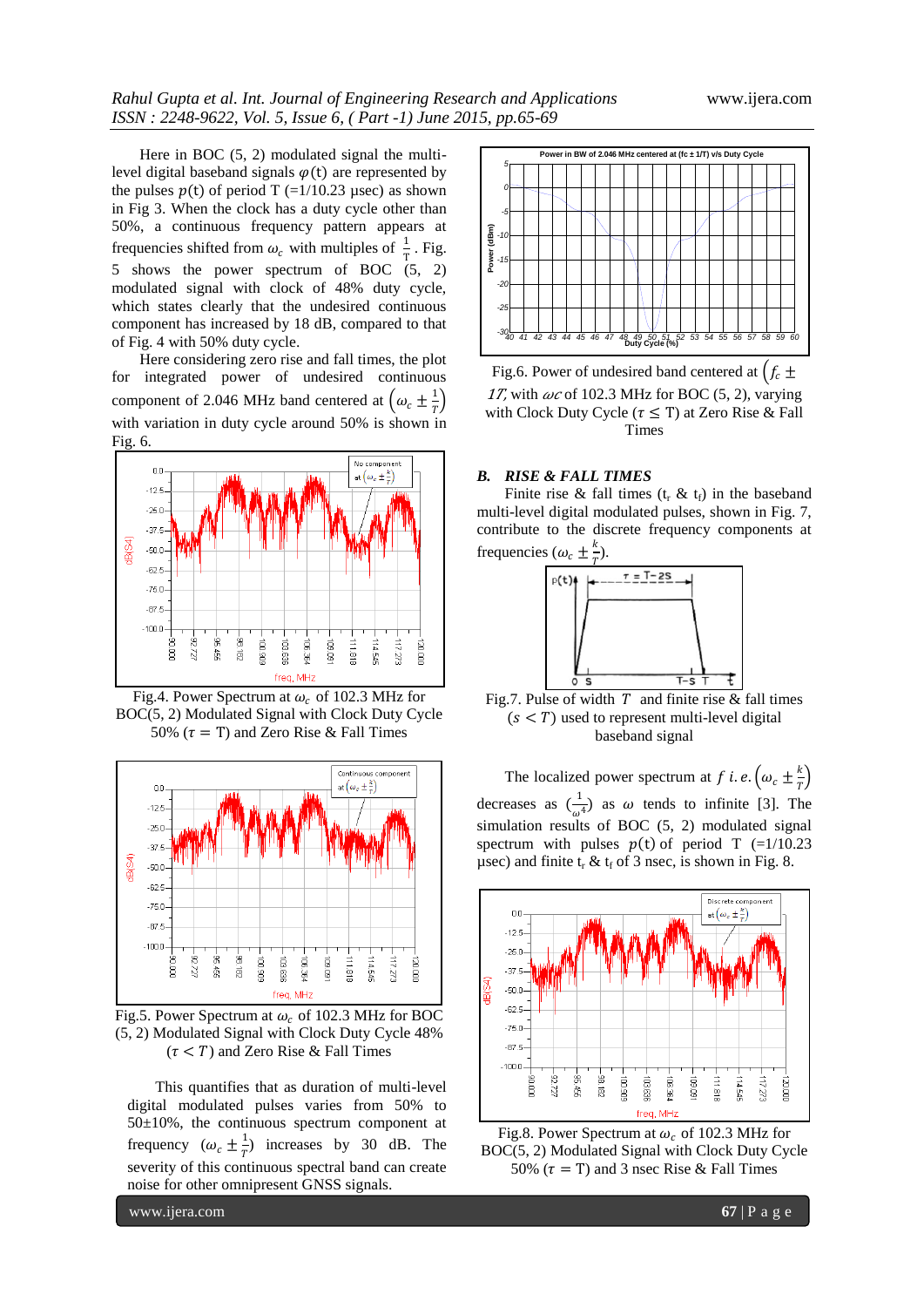Here in BOC (5, 2) modulated signal the multi-level digital baseband signals $\varphi(t)$ are represented by the pulses $p(t)$ of period T (=1/10.23 μsec) as shown in Fig 3. When the clock has a duty cycle other than 50%, a continuous frequency pattern appears at frequencies shifted from $\omega_c$ with multiples of $\frac{1}{T}$. Fig. 5 shows the power spectrum of BOC (5, 2) modulated signal with clock of 48% duty cycle, which states clearly that the undesired continuous component has increased by 18 dB, compared to that of Fig. 4 with 50% duty cycle.

Here considering zero rise and fall times, the plot for integrated power of undesired continuous component of 2.046 MHz band centered at $\left(\omega_c \pm \frac{1}{T}\right)$ with variation in duty cycle around 50% is shown in Fig. 6.

Fig.4. Power Spectrum at $\omega_c$ of 102.3 MHz for BOC(5, 2) Modulated Signal with Clock Duty Cycle 50% ($\tau = \mathrm{T}$) and Zero Rise & Fall Times

Fig.5. Power Spectrum at $\omega_c$ of 102.3 MHz for BOC (5, 2) Modulated Signal with Clock Duty Cycle 48% ($\tau < T$) and Zero Rise & Fall Times

This quantifies that as duration of multi-level digital modulated pulses varies from 50% to 50±10%, the continuous spectrum component at frequency $(\omega_c \pm \frac{1}{T})$ increases by 30 dB. The severity of this continuous spectral band can create noise for other omnipresent GNSS signals.

Fig.6. Power of undesired band centered at $\left(f_c \pm 1T\right)$, with $\omega c$ of 102.3 MHz for BOC (5, 2), varying with Clock Duty Cycle ($\tau \leq \mathrm{T}$) at Zero Rise & Fall Times

### *B. RISE & FALL TIMES*

Finite rise & fall times ($t_r$ & $t_f$) in the baseband multi-level digital modulated pulses, shown in Fig. 7, contribute to the discrete frequency components at frequencies $(\omega_c \pm \frac{k}{T})$.

Fig.7. Pulse of width $T$ and finite rise & fall times $(s < T)$ used to represent multi-level digital baseband signal

The localized power spectrum at $f$ *i.e.* $\left(\omega_c \pm \frac{k}{T}\right)$ decreases as $(\frac{1}{\omega^4})$ as $\omega$ tends to infinite [3]. The simulation results of BOC (5, 2) modulated signal spectrum with pulses $p(t)$ of period T (=1/10.23 μsec) and finite $t_r$ & $t_f$ of 3 nsec, is shown in Fig. 8.

Fig.8. Power Spectrum at $\omega_c$ of 102.3 MHz for BOC(5, 2) Modulated Signal with Clock Duty Cycle 50% ($\tau = \mathrm{T}$) and 3 nsec Rise & Fall Times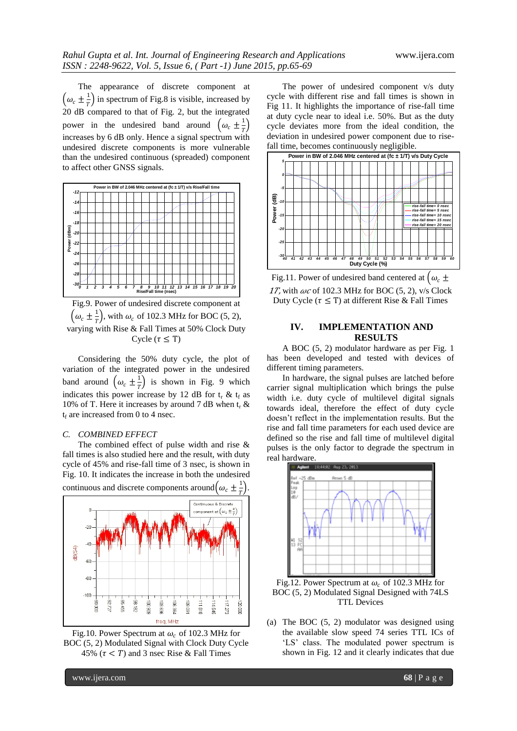The appearance of discrete component at $\left(\omega_c \pm \frac{1}{T}\right)$ in spectrum of Fig.8 is visible, increased by 20 dB compared to that of Fig. 2, but the integrated power in the undesired band around $\left(\omega_c \pm \frac{1}{T}\right)$ increases by 6 dB only. Hence a signal spectrum with undesired discrete components is more vulnerable than the undesired continuous (spreaded) component to affect other GNSS signals.

Fig.9. Power of undesired discrete component at $\left(\omega_c \pm \frac{1}{T}\right)$, with $\omega_c$ of 102.3 MHz for BOC (5, 2), varying with Rise & Fall Times at 50% Clock Duty Cycle ($\tau \leq$ T)

Considering the 50% duty cycle, the plot of variation of the integrated power in the undesired band around $\left(\omega_c \pm \frac{1}{T}\right)$ is shown in Fig. 9 which indicates this power increase by 12 dB for $t_r$ & $t_f$ as 10% of T. Here it increases by around 7 dB when $t_r$ & $t_f$ are increased from 0 to 4 nsec.

### C. COMBINED EFFECT

The combined effect of pulse width and rise & fall times is also studied here and the result, with duty cycle of 45% and rise-fall time of 3 nsec, is shown in Fig. 10. It indicates the increase in both the undesired continuous and discrete components around $\left(\omega_c \pm \frac{1}{T}\right)$.

Fig.10. Power Spectrum at $\omega_c$ of 102.3 MHz for BOC (5, 2) Modulated Signal with Clock Duty Cycle 45% ($\tau < T$) and 3 nsec Rise & Fall Times

The power of undesired component v/s duty cycle with different rise and fall times is shown in Fig 11. It highlights the importance of rise-fall time at duty cycle near to ideal i.e. 50%. But as the duty cycle deviates more from the ideal condition, the deviation in undesired power component due to rise-fall time, becomes continuously negligible.

Fig.11. Power of undesired band centered at $(\omega_c \pm 1/T)$, with $\omega_c$ of 102.3 MHz for BOC (5, 2), v/s Clock Duty Cycle ($\tau \leq$ T) at different Rise & Fall Times

## IV. IMPLEMENTATION AND RESULTS

A BOC (5, 2) modulator hardware as per Fig. 1 has been developed and tested with devices of different timing parameters.

In hardware, the signal pulses are latched before carrier signal multiplication which brings the pulse width i.e. duty cycle of multilevel digital signals towards ideal, therefore the effect of duty cycle doesn't reflect in the implementation results. But the rise and fall time parameters for each used device are defined so the rise and fall time of multilevel digital pulses is the only factor to degrade the spectrum in real hardware.

Fig.12. Power Spectrum at $\omega_c$ of 102.3 MHz for BOC (5, 2) Modulated Signal Designed with 74LS TTL Devices

(a) The BOC (5, 2) modulator was designed using the available slow speed 74 series TTL ICs of 'LS' class. The modulated power spectrum is shown in Fig. 12 and it clearly indicates that due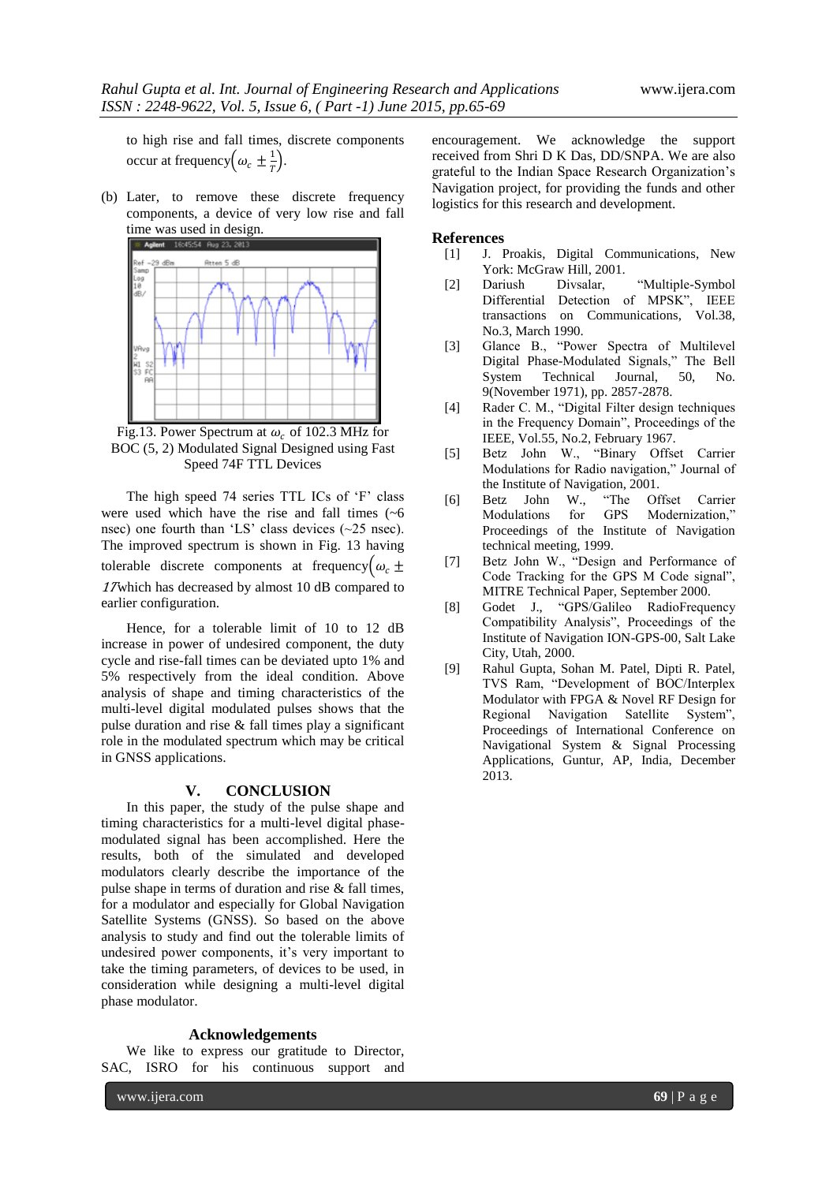to high rise and fall times, discrete components occur at frequency$\left(\omega_c \pm \frac{1}{T}\right)$.

(b) Later, to remove these discrete frequency components, a device of very low rise and fall time was used in design.

Agilent 16:45:54 Aug 23, 2013

Ref -29 dBm Atten 5 dB

Samp

Log

10

dB/

VAvg

2

W1 S2

S3 FC

AA

Fig.13. Power Spectrum at $\omega_c$ of 102.3 MHz for BOC (5, 2) Modulated Signal Designed using Fast Speed 74F TTL Devices

The high speed 74 series TTL ICs of 'F' class were used which have the rise and fall times (~6 nsec) one fourth than 'LS' class devices (~25 nsec). The improved spectrum is shown in Fig. 13 having tolerable discrete components at frequency$\left(\omega_c \pm 1T\right.$which has decreased by almost 10 dB compared to earlier configuration.

Hence, for a tolerable limit of 10 to 12 dB increase in power of undesired component, the duty cycle and rise-fall times can be deviated upto 1% and 5% respectively from the ideal condition. Above analysis of shape and timing characteristics of the multi-level digital modulated pulses shows that the pulse duration and rise & fall times play a significant role in the modulated spectrum which may be critical in GNSS applications.

## V. CONCLUSION

In this paper, the study of the pulse shape and timing characteristics for a multi-level digital phase-modulated signal has been accomplished. Here the results, both of the simulated and developed modulators clearly describe the importance of the pulse shape in terms of duration and rise & fall times, for a modulator and especially for Global Navigation Satellite Systems (GNSS). So based on the above analysis to study and find out the tolerable limits of undesired power components, it's very important to take the timing parameters, of devices to be used, in consideration while designing a multi-level digital phase modulator.

## Acknowledgements

We like to express our gratitude to Director, SAC, ISRO for his continuous support and encouragement. We acknowledge the support received from Shri D K Das, DD/SNPA. We are also grateful to the Indian Space Research Organization's Navigation project, for providing the funds and other logistics for this research and development.

## References

[1] J. Proakis, Digital Communications, New York: McGraw Hill, 2001.

[2] Dariush Divsalar, "Multiple-Symbol Differential Detection of MPSK", IEEE transactions on Communications, Vol.38, No.3, March 1990.

[3] Glance B., "Power Spectra of Multilevel Digital Phase-Modulated Signals," The Bell System Technical Journal, 50, No. 9(November 1971), pp. 2857-2878.

[4] Rader C. M., "Digital Filter design techniques in the Frequency Domain", Proceedings of the IEEE, Vol.55, No.2, February 1967.

[5] Betz John W., "Binary Offset Carrier Modulations for Radio navigation," Journal of the Institute of Navigation, 2001.

[6] Betz John W., "The Offset Carrier Modulations for GPS Modernization," Proceedings of the Institute of Navigation technical meeting, 1999.

[7] Betz John W., "Design and Performance of Code Tracking for the GPS M Code signal", MITRE Technical Paper, September 2000.

[8] Godet J., "GPS/Galileo RadioFrequency Compatibility Analysis", Proceedings of the Institute of Navigation ION-GPS-00, Salt Lake City, Utah, 2000.

[9] Rahul Gupta, Sohan M. Patel, Dipti R. Patel, TVS Ram, "Development of BOC/Interplex Modulator with FPGA & Novel RF Design for Regional Navigation Satellite System", Proceedings of International Conference on Navigational System & Signal Processing Applications, Guntur, AP, India, December 2013.